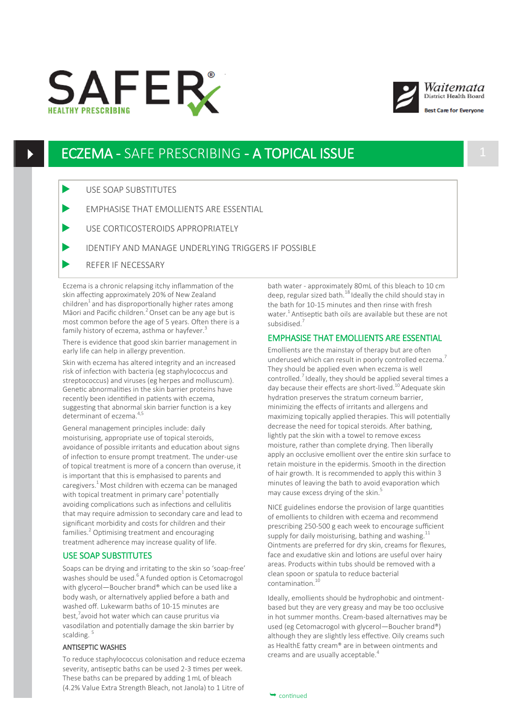# ECZEMA - SAFE PRESCRIBING - A TOPICAL ISSUE

- USE SOAP SUBSTITUTES
- EMPHASISE THAT EMOLLIENTS ARE ESSENTIAL
- USE CORTICOSTEROIDS APPROPRIATELY
- IDENTIFY AND MANAGE UNDERLYING TRIGGERS IF POSSIBLE
- REFER IF NECESSARY

Eczema is a chronic relapsing itchy inflammation of the skin affecting approximately 20% of New Zealand children[1] and has disproportionally higher rates among Māori and Pacific children.[2] Onset can be any age but is most common before the age of 5 years. Often there is a family history of eczema, asthma or hayfever.[3]

There is evidence that good skin barrier management in early life can help in allergy prevention.

Skin with eczema has altered integrity and an increased risk of infection with bacteria (eg staphylococcus and streptococcus) and viruses (eg herpes and molluscum). Genetic abnormalities in the skin barrier proteins have recently been identified in patients with eczema, suggesting that abnormal skin barrier function is a key determinant of eczema.[4,5]

General management principles include: daily moisturising, appropriate use of topical steroids, avoidance of possible irritants and education about signs of infection to ensure prompt treatment. The under-use of topical treatment is more of a concern than overuse, it is important that this is emphasised to parents and caregivers.[1] Most children with eczema can be managed with topical treatment in primary care[1] potentially avoiding complications such as infections and cellulitis that may require admission to secondary care and lead to significant morbidity and costs for children and their families.[2] Optimising treatment and encouraging treatment adherence may increase quality of life.

## USE SOAP SUBSTITUTES

Soaps can be drying and irritating to the skin so 'soap-free' washes should be used.[6] A funded option is Cetomacrogol with glycerol—Boucher brand® which can be used like a body wash, or alternatively applied before a bath and washed off. Lukewarm baths of 10-15 minutes are best,[7] avoid hot water which can cause pruritus via vasodilation and potentially damage the skin barrier by scalding.[5]

### ANTISEPTIC WASHES

To reduce staphylococcus colonisation and reduce eczema severity, antiseptic baths can be used 2-3 times per week. These baths can be prepared by adding 1 mL of bleach (4.2% Value Extra Strength Bleach, not Janola) to 1 Litre of bath water - approximately 80 mL of this bleach to 10 cm deep, regular sized bath.[18] Ideally the child should stay in the bath for 10-15 minutes and then rinse with fresh water.[1] Antiseptic bath oils are available but these are not subsidised.[7]

## EMPHASISE THAT EMOLLIENTS ARE ESSENTIAL

Emollients are the mainstay of therapy but are often underused which can result in poorly controlled eczema.[7] They should be applied even when eczema is well controlled.[7] Ideally, they should be applied several times a day because their effects are short-lived.[10] Adequate skin hydration preserves the stratum corneum barrier, minimizing the effects of irritants and allergens and maximizing topically applied therapies. This will potentially decrease the need for topical steroids. After bathing, lightly pat the skin with a towel to remove excess moisture, rather than complete drying. Then liberally apply an occlusive emollient over the entire skin surface to retain moisture in the epidermis. Smooth in the direction of hair growth. It is recommended to apply this within 3 minutes of leaving the bath to avoid evaporation which may cause excess drying of the skin.[5]

NICE guidelines endorse the provision of large quantities of emollients to children with eczema and recommend prescribing 250-500 g each week to encourage sufficient supply for daily moisturising, bathing and washing.[11] Ointments are preferred for dry skin, creams for flexures, face and exudative skin and lotions are useful over hairy areas. Products within tubs should be removed with a clean spoon or spatula to reduce bacterial contamination.[10]

Ideally, emollients should be hydrophobic and ointment-based but they are very greasy and may be too occlusive in hot summer months. Cream-based alternatives may be used (eg Cetomacrogol with glycerol—Boucher brand®) although they are slightly less effective. Oily creams such as HealthE fatty cream® are in between ointments and creams and are usually acceptable.[4]

continued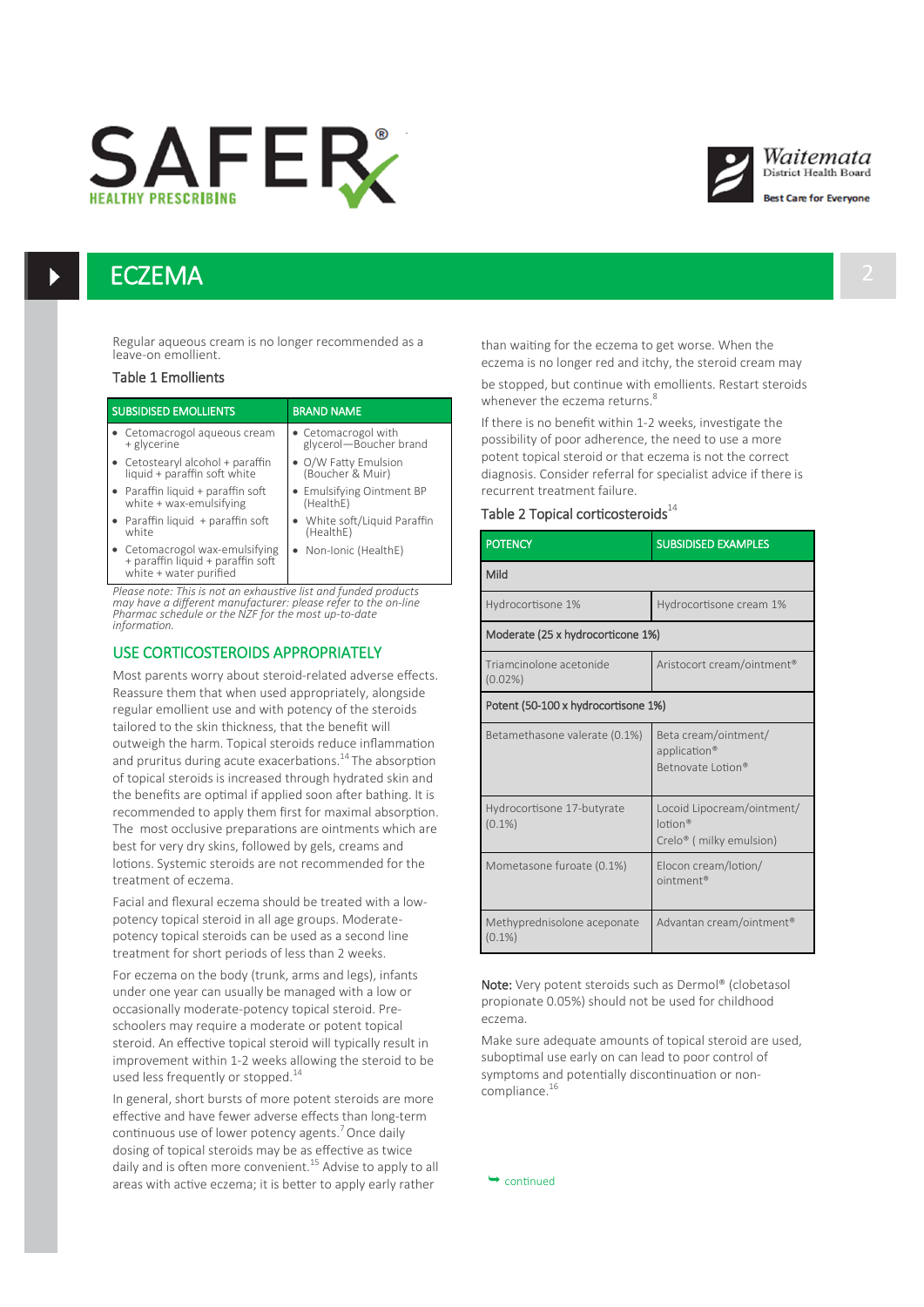// ECZEMA

Regular aqueous cream is no longer recommended as a leave-on emollient.

### Table 1 Emollients

| SUBSIDISED EMOLLIENTS | BRAND NAME |
|---|---|
| • Cetomacrogol aqueous cream + glycerine | • Cetomacrogol with glycerol—Boucher brand |
| • Cetostearyl alcohol + paraffin liquid + paraffin soft white | • O/W Fatty Emulsion (Boucher & Muir) |
| • Paraffin liquid + paraffin soft white + wax-emulsifying | • Emulsifying Ointment BP (HealthE) |
| • Paraffin liquid + paraffin soft white | • White soft/Liquid Paraffin (HealthE) |
| • Cetomacrogol wax-emulsifying + paraffin liquid + paraffin soft white + water purified | • Non-Ionic (HealthE) |

*Please note: This is not an exhaustive list and funded products may have a different manufacturer: please refer to the on-line Pharmac schedule or the NZF for the most up-to-date information.*

## USE CORTICOSTEROIDS APPROPRIATELY

Most parents worry about steroid-related adverse effects. Reassure them that when used appropriately, alongside regular emollient use and with potency of the steroids tailored to the skin thickness, that the benefit will outweigh the harm. Topical steroids reduce inflammation and pruritus during acute exacerbations.[14] The absorption of topical steroids is increased through hydrated skin and the benefits are optimal if applied soon after bathing. It is recommended to apply them first for maximal absorption. The most occlusive preparations are ointments which are best for very dry skins, followed by gels, creams and lotions. Systemic steroids are not recommended for the treatment of eczema.

Facial and flexural eczema should be treated with a low-potency topical steroid in all age groups. Moderate-potency topical steroids can be used as a second line treatment for short periods of less than 2 weeks.

For eczema on the body (trunk, arms and legs), infants under one year can usually be managed with a low or occasionally moderate-potency topical steroid. Pre-schoolers may require a moderate or potent topical steroid. An effective topical steroid will typically result in improvement within 1-2 weeks allowing the steroid to be used less frequently or stopped.[14]

In general, short bursts of more potent steroids are more effective and have fewer adverse effects than long-term continuous use of lower potency agents.[7] Once daily dosing of topical steroids may be as effective as twice daily and is often more convenient.[15] Advise to apply to all areas with active eczema; it is better to apply early rather than waiting for the eczema to get worse. When the eczema is no longer red and itchy, the steroid cream may be stopped, but continue with emollients. Restart steroids whenever the eczema returns.[8]

If there is no benefit within 1-2 weeks, investigate the possibility of poor adherence, the need to use a more potent topical steroid or that eczema is not the correct diagnosis. Consider referral for specialist advice if there is recurrent treatment failure.

### Table 2 Topical corticosteroids[14]

| POTENCY | SUBSIDISED EXAMPLES |
|---|---|
| **Mild** | |
| Hydrocortisone 1% | Hydrocortisone cream 1% |
| **Moderate (25 x hydrocorticone 1%)** | |
| Triamcinolone acetonide (0.02%) | Aristocort cream/ointment® |
| **Potent (50-100 x hydrocortisone 1%)** | |
| Betamethasone valerate (0.1%) | Beta cream/ointment/ application® Betnovate Lotion® |
| Hydrocortisone 17-butyrate (0.1%) | Locoid Lipocream/ointment/ lotion® Crelo® ( milky emulsion) |
| Mometasone furoate (0.1%) | Elocon cream/lotion/ ointment® |
| Methyprednisolone aceponate (0.1%) | Advantan cream/ointment® |

**Note:** Very potent steroids such as Dermol® (clobetasol propionate 0.05%) should not be used for childhood eczema.

Make sure adequate amounts of topical steroid are used, suboptimal use early on can lead to poor control of symptoms and potentially discontinuation or non-compliance.[16]

continued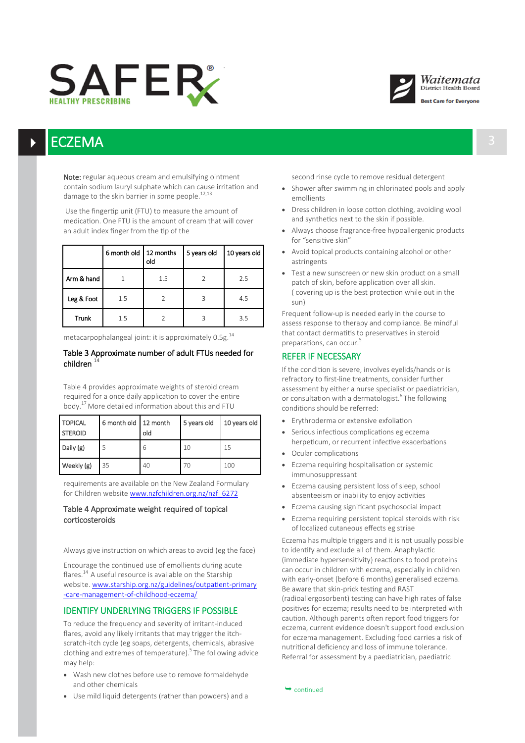## ECZEMA

**Note:** regular aqueous cream and emulsifying ointment contain sodium lauryl sulphate which can cause irritation and damage to the skin barrier in some people.[12,13]

Use the fingertip unit (FTU) to measure the amount of medication. One FTU is the amount of cream that will cover an adult index finger from the tip of the metacarpophalangeal joint: it is approximately 0.5g.[14]

| | 6 month old | 12 months old | 5 years old | 10 years old |
|---|---|---|---|---|
| Arm & hand | 1 | 1.5 | 2 | 2.5 |
| Leg & Foot | 1.5 | 2 | 3 | 4.5 |
| Trunk | 1.5 | 2 | 3 | 3.5 |

Table 3 Approximate number of adult FTUs needed for children [14]

Table 4 provides approximate weights of steroid cream required for a once daily application to cover the entire body.[17] More detailed information about this and FTU requirements are available on the New Zealand Formulary for Children website www.nzfchildren.org.nz/nzf_6272

| TOPICAL STEROID | 6 month old | 12 month old | 5 years old | 10 years old |
|---|---|---|---|---|
| Daily (g) | 5 | 6 | 10 | 15 |
| Weekly (g) | 35 | 40 | 70 | 100 |

Table 4 Approximate weight required of topical corticosteroids

Always give instruction on which areas to avoid (eg the face)

Encourage the continued use of emollients during acute flares.[14] A useful resource is available on the Starship website. www.starship.org.nz/guidelines/outpatient-primary-care-management-of-childhood-eczema/

### IDENTIFY UNDERLYING TRIGGERS IF POSSIBLE

To reduce the frequency and severity of irritant-induced flares, avoid any likely irritants that may trigger the itch-scratch-itch cycle (eg soaps, detergents, chemicals, abrasive clothing and extremes of temperature).[5] The following advice may help:

- Wash new clothes before use to remove formaldehyde and other chemicals
- Use mild liquid detergents (rather than powders) and a second rinse cycle to remove residual detergent
- Shower after swimming in chlorinated pools and apply emollients
- Dress children in loose cotton clothing, avoiding wool and synthetics next to the skin if possible.
- Always choose fragrance-free hypoallergenic products for "sensitive skin"
- Avoid topical products containing alcohol or other astringents
- Test a new sunscreen or new skin product on a small patch of skin, before application over all skin. ( covering up is the best protection while out in the sun)

Frequent follow-up is needed early in the course to assess response to therapy and compliance. Be mindful that contact dermatitis to preservatives in steroid preparations, can occur.[5]

### REFER IF NECESSARY

If the condition is severe, involves eyelids/hands or is refractory to first-line treatments, consider further assessment by either a nurse specialist or paediatrician, or consultation with a dermatologist.[6] The following conditions should be referred:

- Erythroderma or extensive exfoliation
- Serious infectious complications eg eczema herpeticum, or recurrent infective exacerbations
- Ocular complications
- Eczema requiring hospitalisation or systemic immunosuppressant
- Eczema causing persistent loss of sleep, school absenteeism or inability to enjoy activities
- Eczema causing significant psychosocial impact
- Eczema requiring persistent topical steroids with risk of localized cutaneous effects eg striae

Eczema has multiple triggers and it is not usually possible to identify and exclude all of them. Anaphylactic (immediate hypersensitivity) reactions to food proteins can occur in children with eczema, especially in children with early-onset (before 6 months) generalised eczema. Be aware that skin-prick testing and RAST (radioallergosorbent) testing can have high rates of false positives for eczema; results need to be interpreted with caution. Although parents often report food triggers for eczema, current evidence doesn't support food exclusion for eczema management. Excluding food carries a risk of nutritional deficiency and loss of immune tolerance. Referral for assessment by a paediatrician, paediatric

continued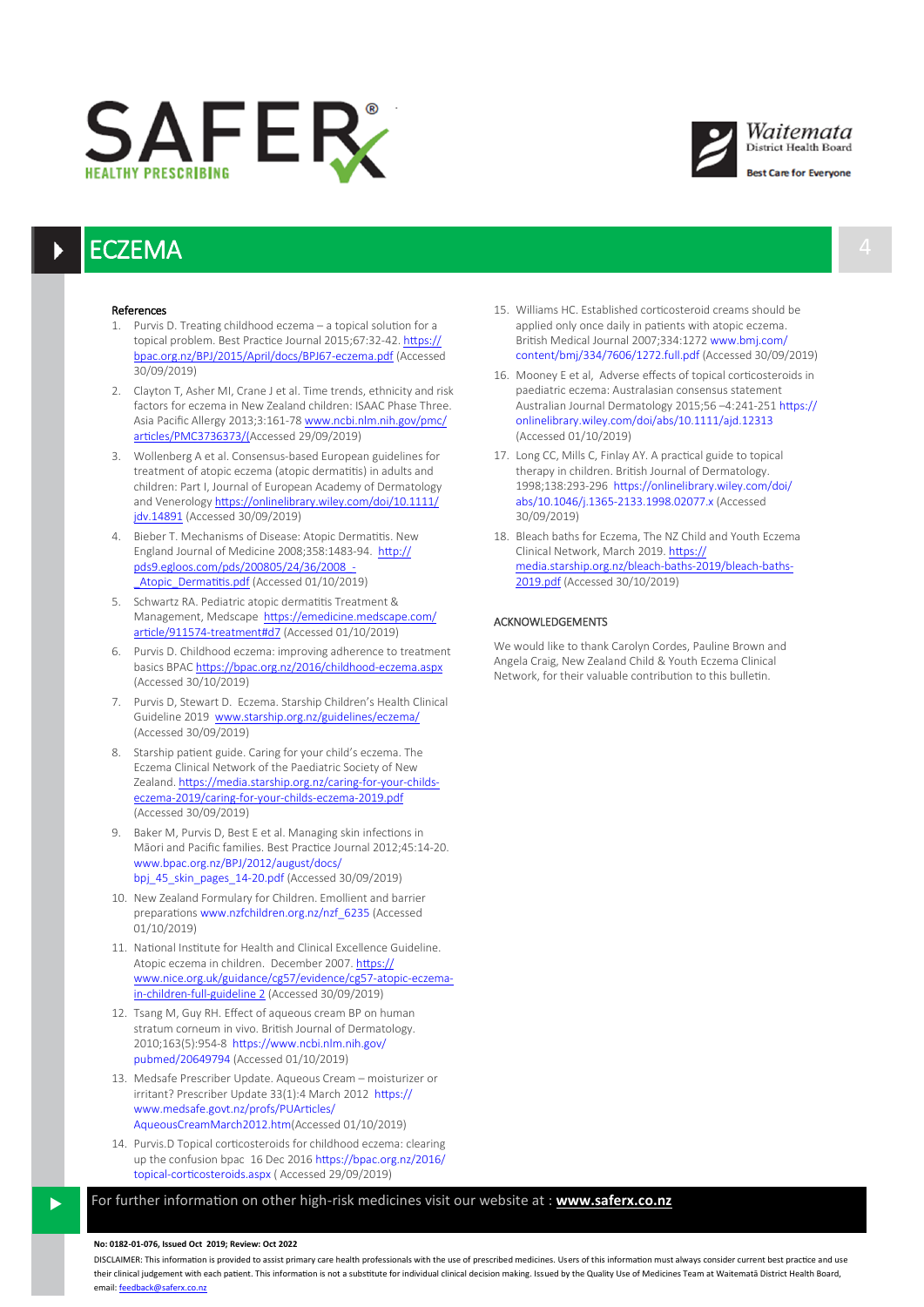# ECZEMA

## References

1. Purvis D. Treating childhood eczema – a topical solution for a topical problem. Best Practice Journal 2015;67:32-42. https://bpac.org.nz/BPJ/2015/April/docs/BPJ67-eczema.pdf (Accessed 30/09/2019)
2. Clayton T, Asher MI, Crane J et al. Time trends, ethnicity and risk factors for eczema in New Zealand children: ISAAC Phase Three. Asia Pacific Allergy 2013;3:161-78 www.ncbi.nlm.nih.gov/pmc/articles/PMC3736373/(Accessed 29/09/2019)
3. Wollenberg A et al. Consensus-based European guidelines for treatment of atopic eczema (atopic dermatitis) in adults and children: Part I, Journal of European Academy of Dermatology and Venerology https://onlinelibrary.wiley.com/doi/10.1111/jdv.14891 (Accessed 30/09/2019)
4. Bieber T. Mechanisms of Disease: Atopic Dermatitis. New England Journal of Medicine 2008;358:1483-94. http://pds9.egloos.com/pds/200805/24/36/2008_-_Atopic_Dermatitis.pdf (Accessed 01/10/2019)
5. Schwartz RA. Pediatric atopic dermatitis Treatment & Management, Medscape https://emedicine.medscape.com/article/911574-treatment#d7 (Accessed 01/10/2019)
6. Purvis D. Childhood eczema: improving adherence to treatment basics BPAC https://bpac.org.nz/2016/childhood-eczema.aspx (Accessed 30/10/2019)
7. Purvis D, Stewart D. Eczema. Starship Children's Health Clinical Guideline 2019 www.starship.org.nz/guidelines/eczema/ (Accessed 30/09/2019)
8. Starship patient guide. Caring for your child's eczema. The Eczema Clinical Network of the Paediatric Society of New Zealand. https://media.starship.org.nz/caring-for-your-childs-eczema-2019/caring-for-your-childs-eczema-2019.pdf (Accessed 30/09/2019)
9. Baker M, Purvis D, Best E et al. Managing skin infections in Māori and Pacific families. Best Practice Journal 2012;45:14-20. www.bpac.org.nz/BPJ/2012/august/docs/bpj_45_skin_pages_14-20.pdf (Accessed 30/09/2019)
10. New Zealand Formulary for Children. Emollient and barrier preparations www.nzfchildren.org.nz/nzf_6235 (Accessed 01/10/2019)
11. National Institute for Health and Clinical Excellence Guideline. Atopic eczema in children. December 2007. https://www.nice.org.uk/guidance/cg57/evidence/cg57-atopic-eczema-in-children-full-guideline 2 (Accessed 30/09/2019)
12. Tsang M, Guy RH. Effect of aqueous cream BP on human stratum corneum in vivo. British Journal of Dermatology. 2010;163(5):954-8 https://www.ncbi.nlm.nih.gov/pubmed/20649794 (Accessed 01/10/2019)
13. Medsafe Prescriber Update. Aqueous Cream – moisturizer or irritant? Prescriber Update 33(1):4 March 2012 https://www.medsafe.govt.nz/profs/PUArticles/AqueousCreamMarch2012.htm(Accessed 01/10/2019)
14. Purvis.D Topical corticosteroids for childhood eczema: clearing up the confusion bpac 16 Dec 2016 https://bpac.org.nz/2016/topical-corticosteroids.aspx ( Accessed 29/09/2019)
15. Williams HC. Established corticosteroid creams should be applied only once daily in patients with atopic eczema. British Medical Journal 2007;334:1272 www.bmj.com/content/bmj/334/7606/1272.full.pdf (Accessed 30/09/2019)
16. Mooney E et al, Adverse effects of topical corticosteroids in paediatric eczema: Australasian consensus statement Australian Journal Dermatology 2015;56 –4:241-251 https://onlinelibrary.wiley.com/doi/abs/10.1111/ajd.12313 (Accessed 01/10/2019)
17. Long CC, Mills C, Finlay AY. A practical guide to topical therapy in children. British Journal of Dermatology. 1998;138:293-296 https://onlinelibrary.wiley.com/doi/abs/10.1046/j.1365-2133.1998.02077.x (Accessed 30/09/2019)
18. Bleach baths for Eczema, The NZ Child and Youth Eczema Clinical Network, March 2019. https://media.starship.org.nz/bleach-baths-2019/bleach-baths-2019.pdf (Accessed 30/10/2019)

## ACKNOWLEDGEMENTS

We would like to thank Carolyn Cordes, Pauline Brown and Angela Craig, New Zealand Child & Youth Eczema Clinical Network, for their valuable contribution to this bulletin.

For further information on other high-risk medicines visit our website at : **www.saferx.co.nz**

**No: 0182-01-076, Issued Oct 2019; Review: Oct 2022**

DISCLAIMER: This information is provided to assist primary care health professionals with the use of prescribed medicines. Users of this information must always consider current best practice and use their clinical judgement with each patient. This information is not a substitute for individual clinical decision making. Issued by the Quality Use of Medicines Team at Waitematā District Health Board, email: feedback@saferx.co.nz